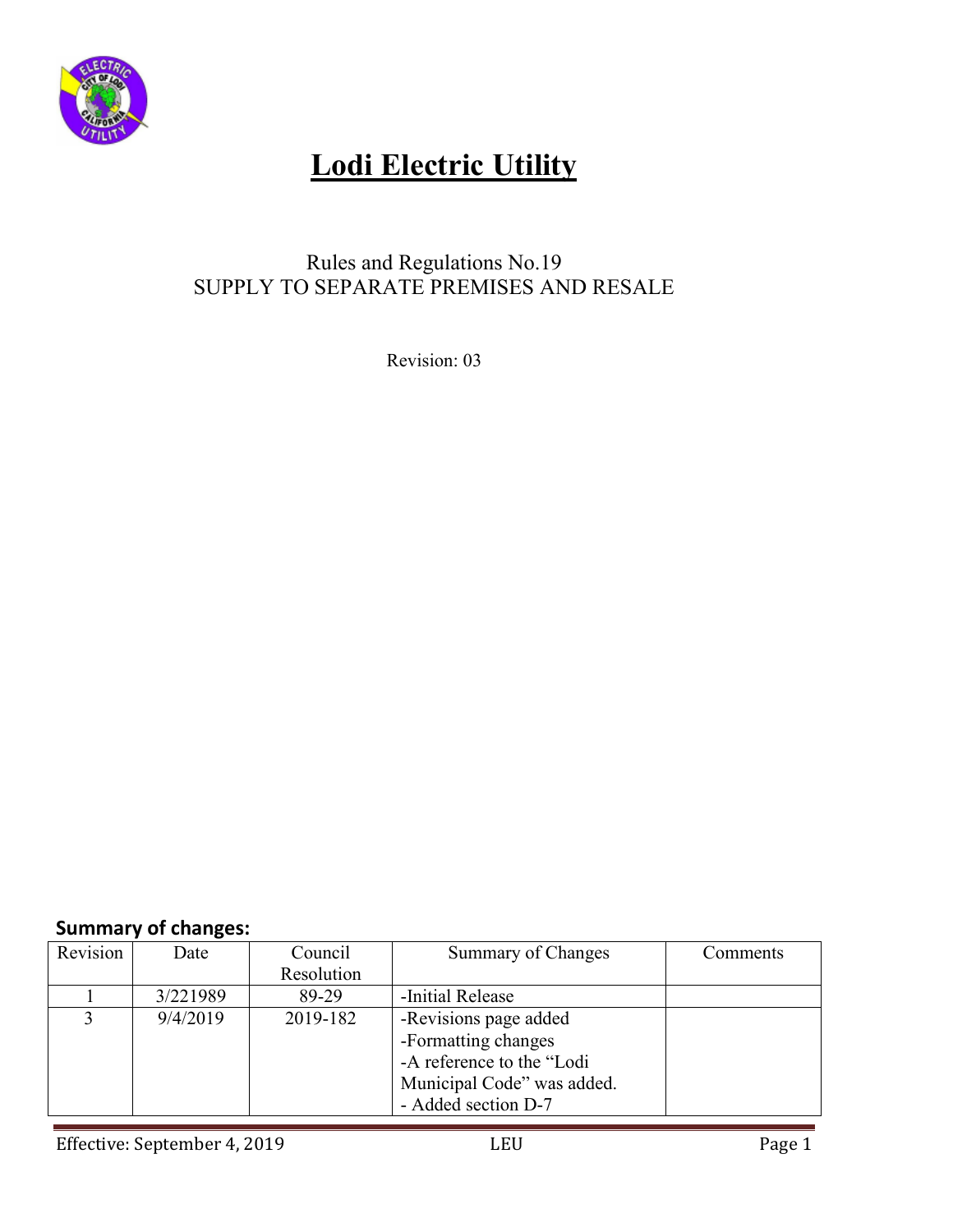# Lodi Electric Utility

Rules and Regulations No.19
SUPPLY TO SEPARATE PREMISES AND RESALE

Revision: 03

**Summary of changes:**

| Revision | Date | Council Resolution | Summary of Changes | Comments |
|---|---|---|---|---|
| 1 | 3/221989 | 89-29 | -Initial Release | |
| 3 | 9/4/2019 | 2019-182 | -Revisions page added<br>-Formatting changes<br>-A reference to the "Lodi Municipal Code" was added.<br>- Added section D-7 | |

Effective: September 4, 2019 LEU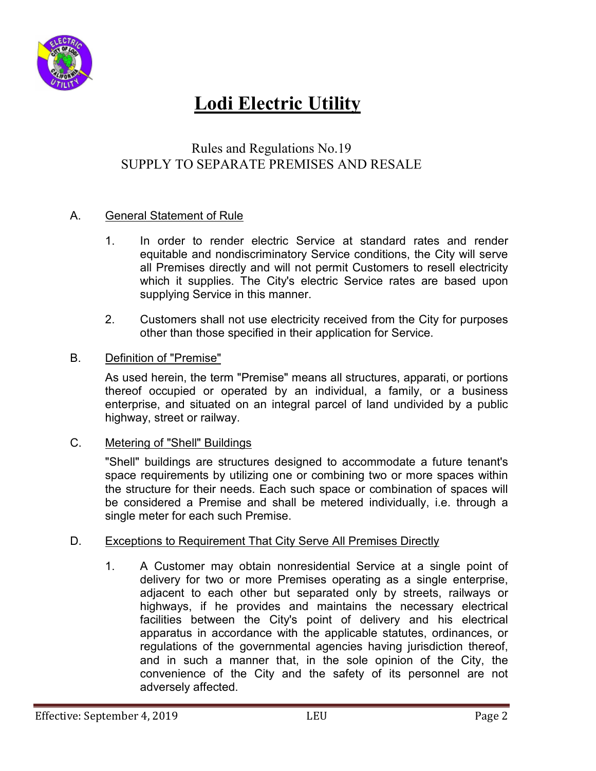# Lodi Electric Utility

## Rules and Regulations No.19
## SUPPLY TO SEPARATE PREMISES AND RESALE

A. General Statement of Rule

1. In order to render electric Service at standard rates and render equitable and nondiscriminatory Service conditions, the City will serve all Premises directly and will not permit Customers to resell electricity which it supplies. The City's electric Service rates are based upon supplying Service in this manner.

2. Customers shall not use electricity received from the City for purposes other than those specified in their application for Service.

B. Definition of "Premise"

As used herein, the term "Premise" means all structures, apparati, or portions thereof occupied or operated by an individual, a family, or a business enterprise, and situated on an integral parcel of land undivided by a public highway, street or railway.

C. Metering of "Shell" Buildings

"Shell" buildings are structures designed to accommodate a future tenant's space requirements by utilizing one or combining two or more spaces within the structure for their needs. Each such space or combination of spaces will be considered a Premise and shall be metered individually, i.e. through a single meter for each such Premise.

D. Exceptions to Requirement That City Serve All Premises Directly

1. A Customer may obtain nonresidential Service at a single point of delivery for two or more Premises operating as a single enterprise, adjacent to each other but separated only by streets, railways or highways, if he provides and maintains the necessary electrical facilities between the City's point of delivery and his electrical apparatus in accordance with the applicable statutes, ordinances, or regulations of the governmental agencies having jurisdiction thereof, and in such a manner that, in the sole opinion of the City, the convenience of the City and the safety of its personnel are not adversely affected.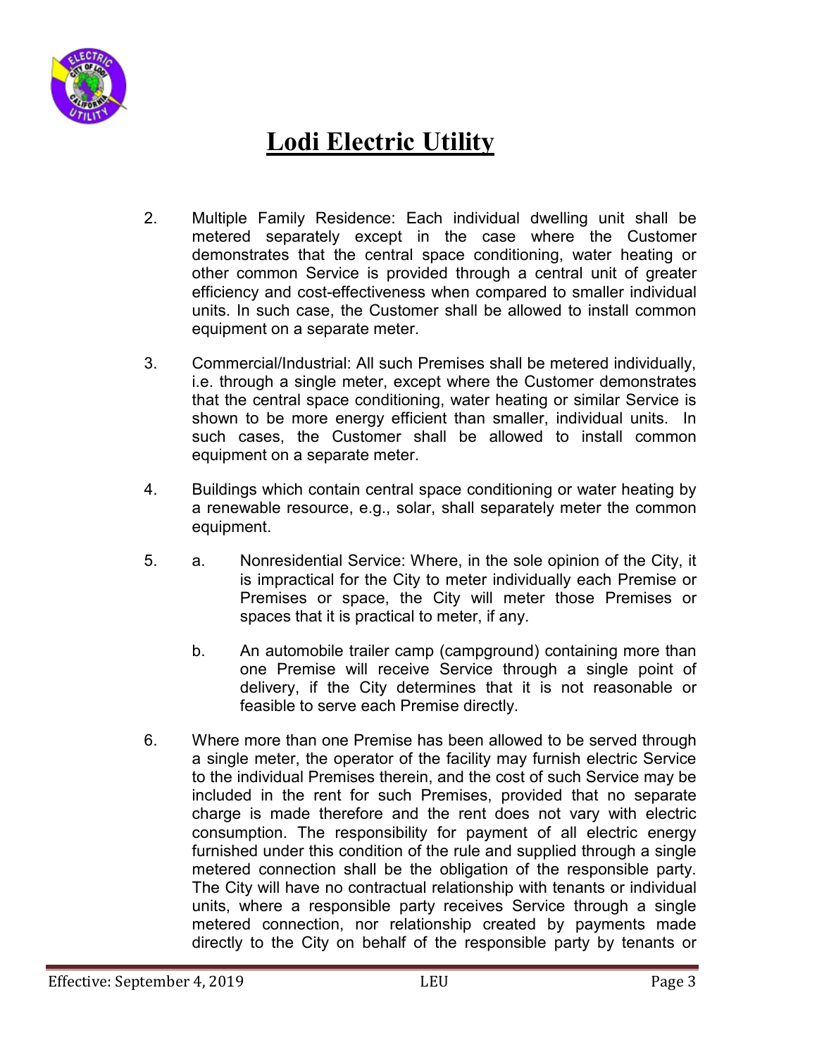2. Multiple Family Residence: Each individual dwelling unit shall be metered separately except in the case where the Customer demonstrates that the central space conditioning, water heating or other common Service is provided through a central unit of greater efficiency and cost-effectiveness when compared to smaller individual units. In such case, the Customer shall be allowed to install common equipment on a separate meter.

3. Commercial/Industrial: All such Premises shall be metered individually, i.e. through a single meter, except where the Customer demonstrates that the central space conditioning, water heating or similar Service is shown to be more energy efficient than smaller, individual units. In such cases, the Customer shall be allowed to install common equipment on a separate meter.

4. Buildings which contain central space conditioning or water heating by a renewable resource, e.g., solar, shall separately meter the common equipment.

5. a. Nonresidential Service: Where, in the sole opinion of the City, it is impractical for the City to meter individually each Premise or Premises or space, the City will meter those Premises or spaces that it is practical to meter, if any.

   b. An automobile trailer camp (campground) containing more than one Premise will receive Service through a single point of delivery, if the City determines that it is not reasonable or feasible to serve each Premise directly.

6. Where more than one Premise has been allowed to be served through a single meter, the operator of the facility may furnish electric Service to the individual Premises therein, and the cost of such Service may be included in the rent for such Premises, provided that no separate charge is made therefore and the rent does not vary with electric consumption. The responsibility for payment of all electric energy furnished under this condition of the rule and supplied through a single metered connection shall be the obligation of the responsible party. The City will have no contractual relationship with tenants or individual units, where a responsible party receives Service through a single metered connection, nor relationship created by payments made directly to the City on behalf of the responsible party by tenants or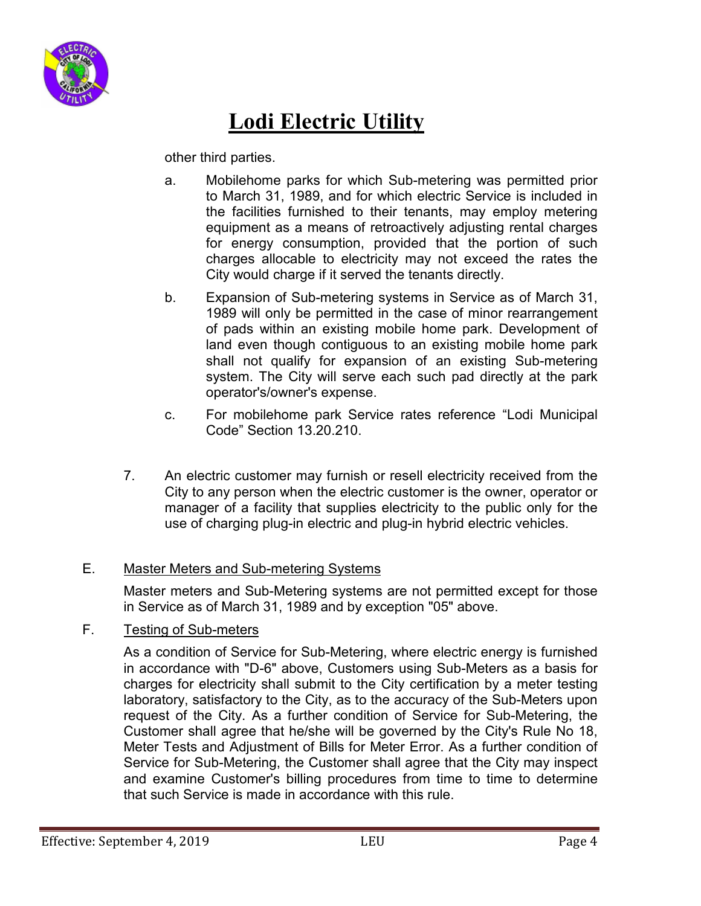other third parties.

a. Mobilehome parks for which Sub-metering was permitted prior to March 31, 1989, and for which electric Service is included in the facilities furnished to their tenants, may employ metering equipment as a means of retroactively adjusting rental charges for energy consumption, provided that the portion of such charges allocable to electricity may not exceed the rates the City would charge if it served the tenants directly.

b. Expansion of Sub-metering systems in Service as of March 31, 1989 will only be permitted in the case of minor rearrangement of pads within an existing mobile home park. Development of land even though contiguous to an existing mobile home park shall not qualify for expansion of an existing Sub-metering system. The City will serve each such pad directly at the park operator's/owner's expense.

c. For mobilehome park Service rates reference "Lodi Municipal Code" Section 13.20.210.

7. An electric customer may furnish or resell electricity received from the City to any person when the electric customer is the owner, operator or manager of a facility that supplies electricity to the public only for the use of charging plug-in electric and plug-in hybrid electric vehicles.

E. <u>Master Meters and Sub-metering Systems</u>

Master meters and Sub-Metering systems are not permitted except for those in Service as of March 31, 1989 and by exception "05" above.

F. <u>Testing of Sub-meters</u>

As a condition of Service for Sub-Metering, where electric energy is furnished in accordance with "D-6" above, Customers using Sub-Meters as a basis for charges for electricity shall submit to the City certification by a meter testing laboratory, satisfactory to the City, as to the accuracy of the Sub-Meters upon request of the City. As a further condition of Service for Sub-Metering, the Customer shall agree that he/she will be governed by the City's Rule No 18, Meter Tests and Adjustment of Bills for Meter Error. As a further condition of Service for Sub-Metering, the Customer shall agree that the City may inspect and examine Customer's billing procedures from time to time to determine that such Service is made in accordance with this rule.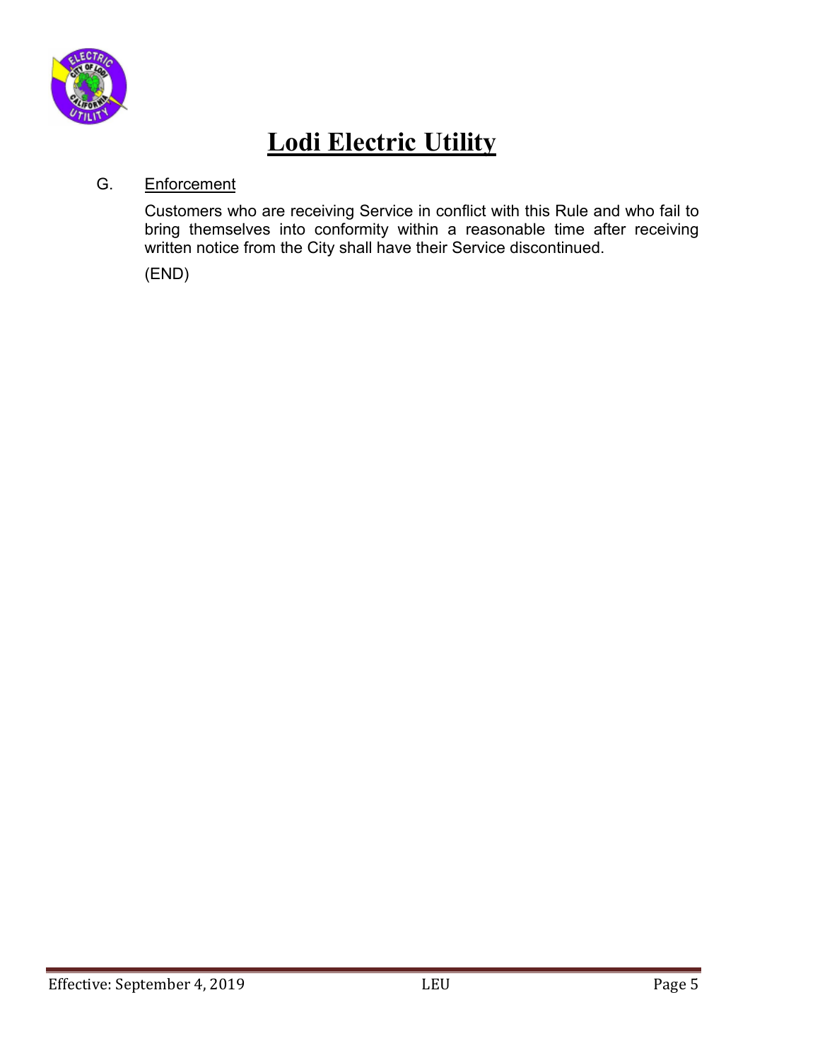# Lodi Electric Utility

G. Enforcement

Customers who are receiving Service in conflict with this Rule and who fail to bring themselves into conformity within a reasonable time after receiving written notice from the City shall have their Service discontinued.

(END)